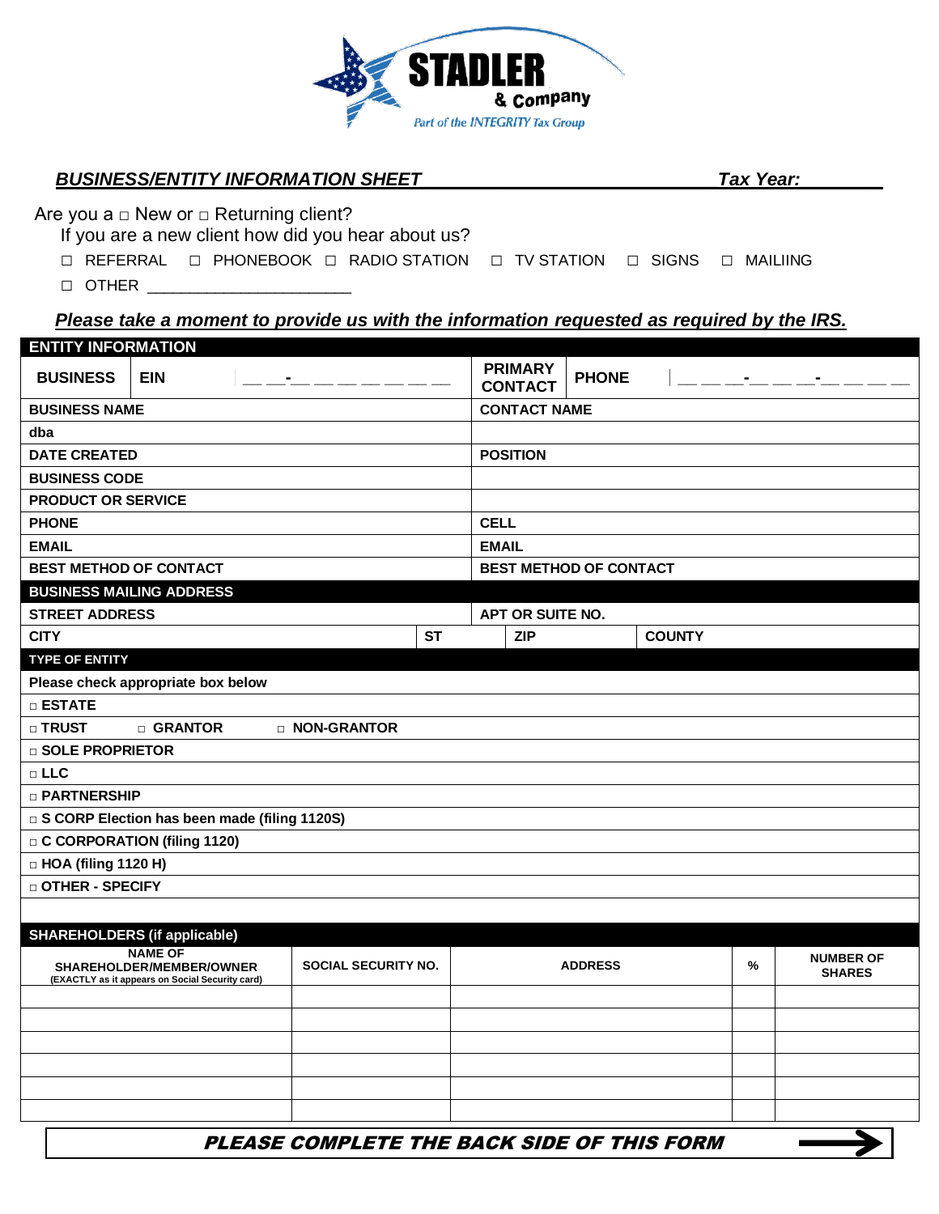**STADLER & Company**
*Part of the INTEGRITY Tax Group*

## *BUSINESS/ENTITY INFORMATION SHEET* *Tax Year:* ________

Are you a □ New or □ Returning client?

If you are a new client how did you hear about us?

□ REFERRAL □ PHONEBOOK □ RADIO STATION □ TV STATION □ SIGNS □ MAILIING

□ OTHER ______________________

***Please take a moment to provide us with the information requested as required by the IRS.***

| **ENTITY INFORMATION** | | | |
|---|---|---|---|
| **BUSINESS** | **EIN** __ __-__ __ __ __ __ __ __ | **PRIMARY CONTACT** | **PHONE** __ __ __-__ __ __-__ __ __ __ |
| **BUSINESS NAME** | | **CONTACT NAME** | |
| **dba** | | | |
| **DATE CREATED** | | **POSITION** | |
| **BUSINESS CODE** | | | |
| **PRODUCT OR SERVICE** | | | |
| **PHONE** | | **CELL** | |
| **EMAIL** | | **EMAIL** | |
| **BEST METHOD OF CONTACT** | | **BEST METHOD OF CONTACT** | |

| **BUSINESS MAILING ADDRESS** | | | |
|---|---|---|---|
| **STREET ADDRESS** | | **APT OR SUITE NO.** | |
| **CITY** | **ST** | **ZIP** | **COUNTY** |

| **TYPE OF ENTITY** |
|---|
| **Please check appropriate box below** |
| □ **ESTATE** |
| □ **TRUST** □ **GRANTOR** □ **NON-GRANTOR** |
| □ **SOLE PROPRIETOR** |
| □ **LLC** |
| □ **PARTNERSHIP** |
| □ **S CORP Election has been made (filing 1120S)** |
| □ **C CORPORATION (filing 1120)** |
| □ **HOA (filing 1120 H)** |
| □ **OTHER - SPECIFY** |
| |

**SHAREHOLDERS (if applicable)**

| NAME OF SHAREHOLDER/MEMBER/OWNER (EXACTLY as it appears on Social Security card) | SOCIAL SECURITY NO. | ADDRESS | % | NUMBER OF SHARES |
|---|---|---|---|---|
| | | | | |
| | | | | |
| | | | | |
| | | | | |
| | | | | |
| | | | | |

***PLEASE COMPLETE THE BACK SIDE OF THIS FORM*** →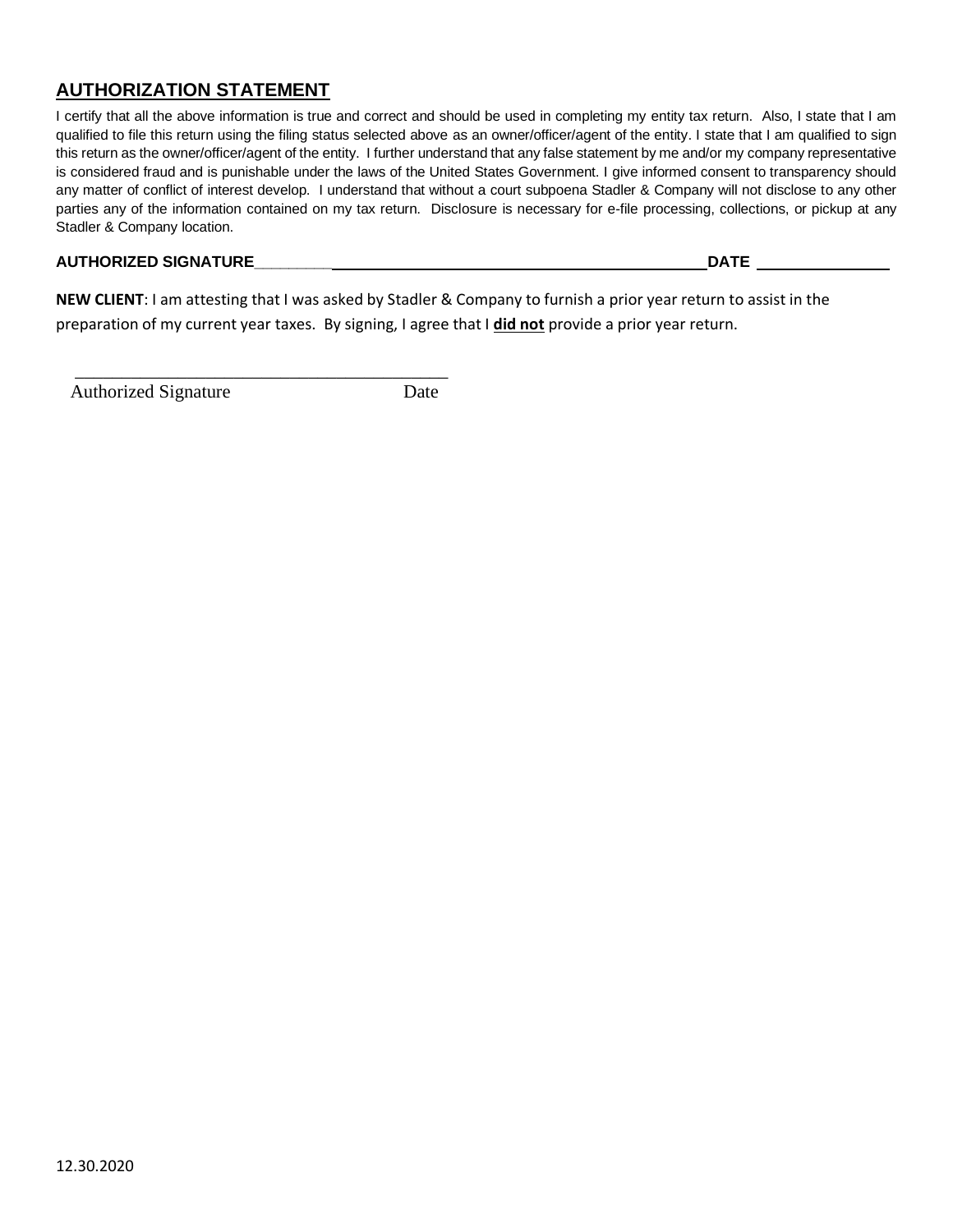## AUTHORIZATION STATEMENT

I certify that all the above information is true and correct and should be used in completing my entity tax return. Also, I state that I am qualified to file this return using the filing status selected above as an owner/officer/agent of the entity. I state that I am qualified to sign this return as the owner/officer/agent of the entity. I further understand that any false statement by me and/or my company representative is considered fraud and is punishable under the laws of the United States Government. I give informed consent to transparency should any matter of conflict of interest develop. I understand that without a court subpoena Stadler & Company will not disclose to any other parties any of the information contained on my tax return. Disclosure is necessary for e-file processing, collections, or pickup at any Stadler & Company location.

**AUTHORIZED SIGNATURE**________________________________________________________ **DATE** _______________

**NEW CLIENT**: I am attesting that I was asked by Stadler & Company to furnish a prior year return to assist in the preparation of my current year taxes. By signing, I agree that I **did not** provide a prior year return.

__________________________________________

Authorized Signature                                   Date

12.30.2020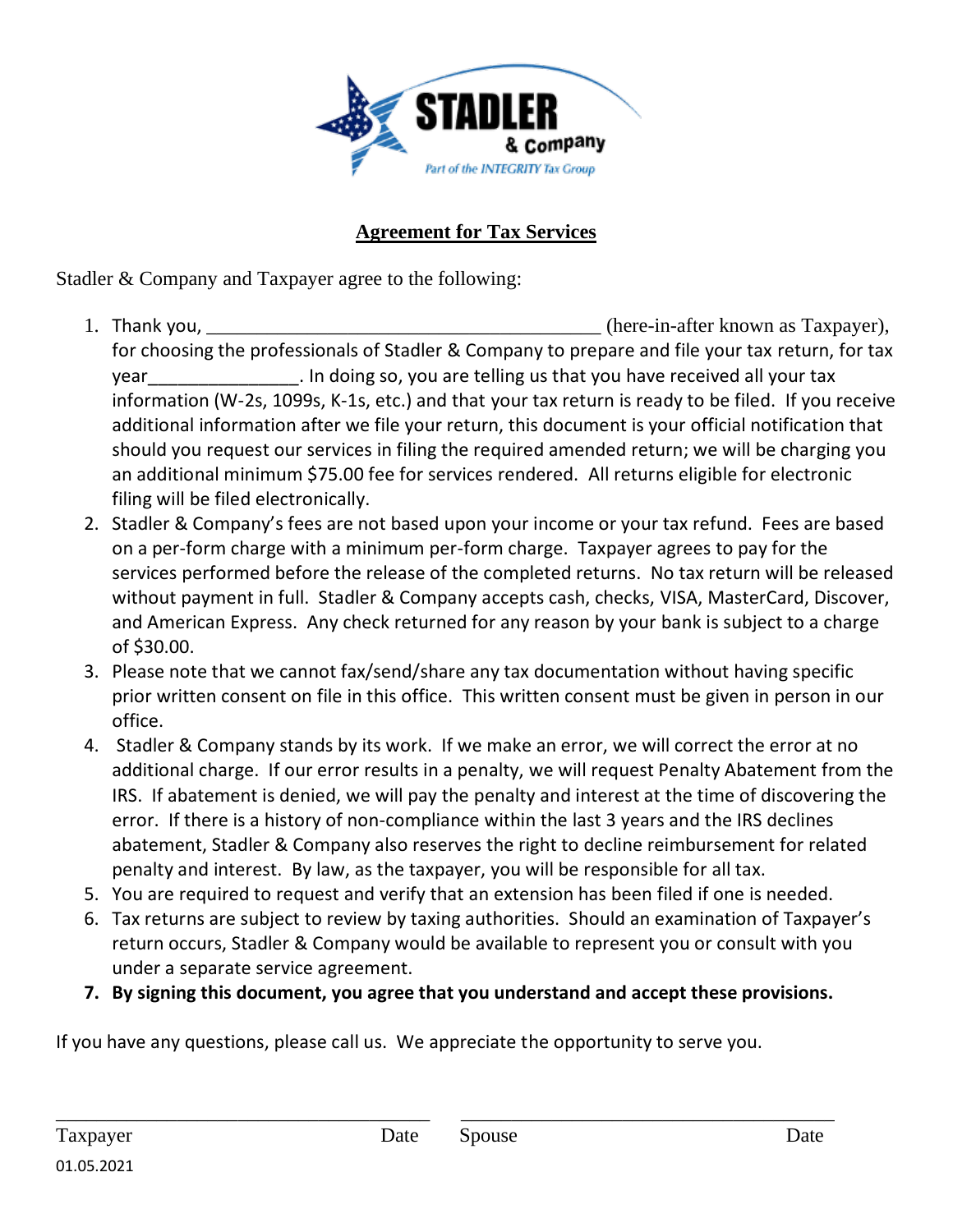STADLER & Company

*Part of the INTEGRITY Tax Group*

## Agreement for Tax Services

Stadler & Company and Taxpayer agree to the following:

1. Thank you, ________________________________________ (here-in-after known as Taxpayer), for choosing the professionals of Stadler & Company to prepare and file your tax return, for tax year_______________. In doing so, you are telling us that you have received all your tax information (W-2s, 1099s, K-1s, etc.) and that your tax return is ready to be filed. If you receive additional information after we file your return, this document is your official notification that should you request our services in filing the required amended return; we will be charging you an additional minimum $75.00 fee for services rendered. All returns eligible for electronic filing will be filed electronically.
2. Stadler & Company's fees are not based upon your income or your tax refund. Fees are based on a per-form charge with a minimum per-form charge. Taxpayer agrees to pay for the services performed before the release of the completed returns. No tax return will be released without payment in full. Stadler & Company accepts cash, checks, VISA, MasterCard, Discover, and American Express. Any check returned for any reason by your bank is subject to a charge of $30.00.
3. Please note that we cannot fax/send/share any tax documentation without having specific prior written consent on file in this office. This written consent must be given in person in our office.
4. Stadler & Company stands by its work. If we make an error, we will correct the error at no additional charge. If our error results in a penalty, we will request Penalty Abatement from the IRS. If abatement is denied, we will pay the penalty and interest at the time of discovering the error. If there is a history of non-compliance within the last 3 years and the IRS declines abatement, Stadler & Company also reserves the right to decline reimbursement for related penalty and interest. By law, as the taxpayer, you will be responsible for all tax.
5. You are required to request and verify that an extension has been filed if one is needed.
6. Tax returns are subject to review by taxing authorities. Should an examination of Taxpayer's return occur, Stadler & Company would be available to represent you or consult with you under a separate service agreement.
7. **By signing this document, you agree that you understand and accept these provisions.**

If you have any questions, please call us. We appreciate the opportunity to serve you.

_____________________________________ &nbsp;&nbsp; _____________________________________

Taxpayer &nbsp;&nbsp;&nbsp;&nbsp;&nbsp;&nbsp;&nbsp;&nbsp;&nbsp;&nbsp;&nbsp;&nbsp;&nbsp;&nbsp;&nbsp;&nbsp;&nbsp;&nbsp;&nbsp;&nbsp;&nbsp;&nbsp; Date &nbsp;&nbsp; Spouse &nbsp;&nbsp;&nbsp;&nbsp;&nbsp;&nbsp;&nbsp;&nbsp;&nbsp;&nbsp;&nbsp;&nbsp;&nbsp;&nbsp;&nbsp;&nbsp;&nbsp;&nbsp;&nbsp;&nbsp;&nbsp;&nbsp; Date

01.05.2021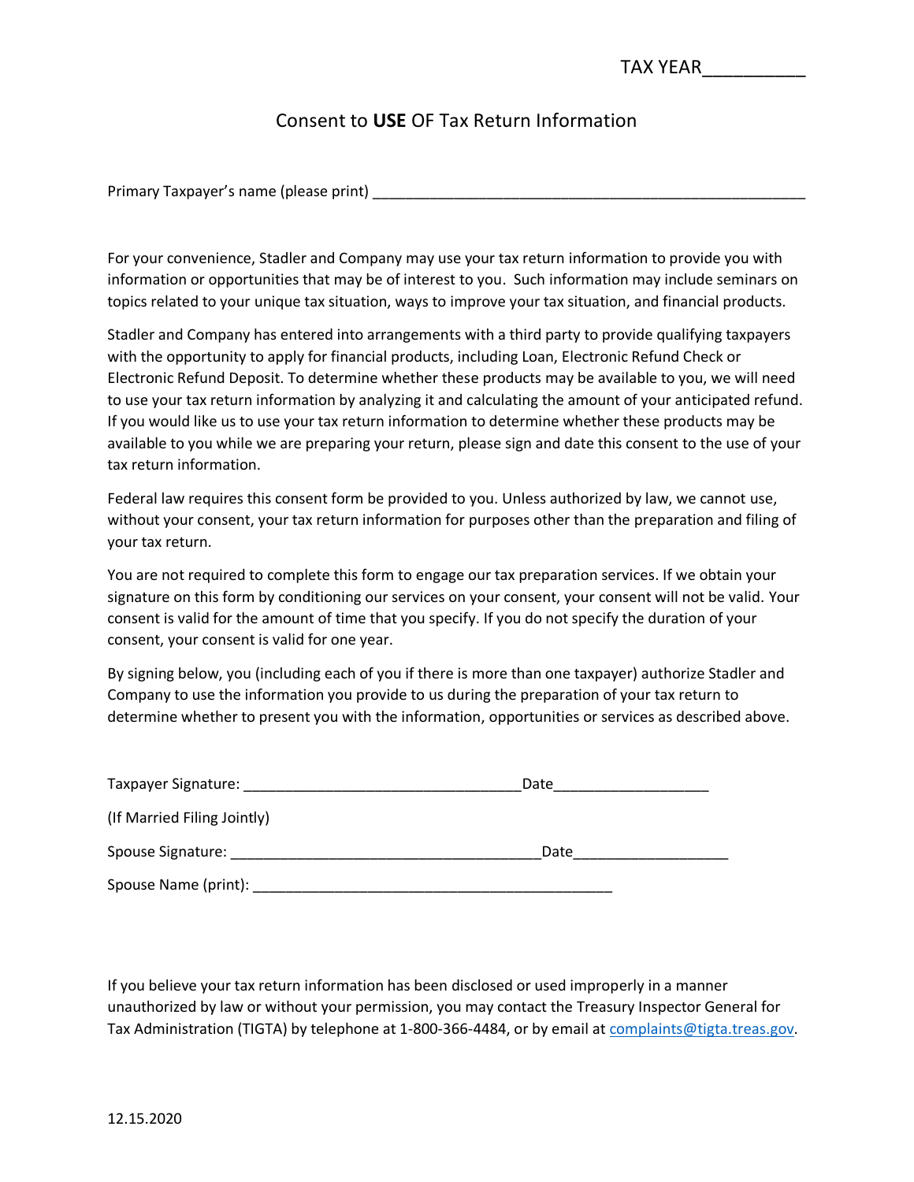TAX YEAR__________

# Consent to **USE** OF Tax Return Information

Primary Taxpayer's name (please print) ______________________________________________________

For your convenience, Stadler and Company may use your tax return information to provide you with information or opportunities that may be of interest to you. Such information may include seminars on topics related to your unique tax situation, ways to improve your tax situation, and financial products.

Stadler and Company has entered into arrangements with a third party to provide qualifying taxpayers with the opportunity to apply for financial products, including Loan, Electronic Refund Check or Electronic Refund Deposit. To determine whether these products may be available to you, we will need to use your tax return information by analyzing it and calculating the amount of your anticipated refund. If you would like us to use your tax return information to determine whether these products may be available to you while we are preparing your return, please sign and date this consent to the use of your tax return information.

Federal law requires this consent form be provided to you. Unless authorized by law, we cannot use, without your consent, your tax return information for purposes other than the preparation and filing of your tax return.

You are not required to complete this form to engage our tax preparation services. If we obtain your signature on this form by conditioning our services on your consent, your consent will not be valid. Your consent is valid for the amount of time that you specify. If you do not specify the duration of your consent, your consent is valid for one year.

By signing below, you (including each of you if there is more than one taxpayer) authorize Stadler and Company to use the information you provide to us during the preparation of your tax return to determine whether to present you with the information, opportunities or services as described above.

Taxpayer Signature: __________________________________Date___________________

(If Married Filing Jointly)

Spouse Signature: _____________________________________Date___________________

Spouse Name (print): ____________________________________________

If you believe your tax return information has been disclosed or used improperly in a manner unauthorized by law or without your permission, you may contact the Treasury Inspector General for Tax Administration (TIGTA) by telephone at 1-800-366-4484, or by email at complaints@tigta.treas.gov.

12.15.2020